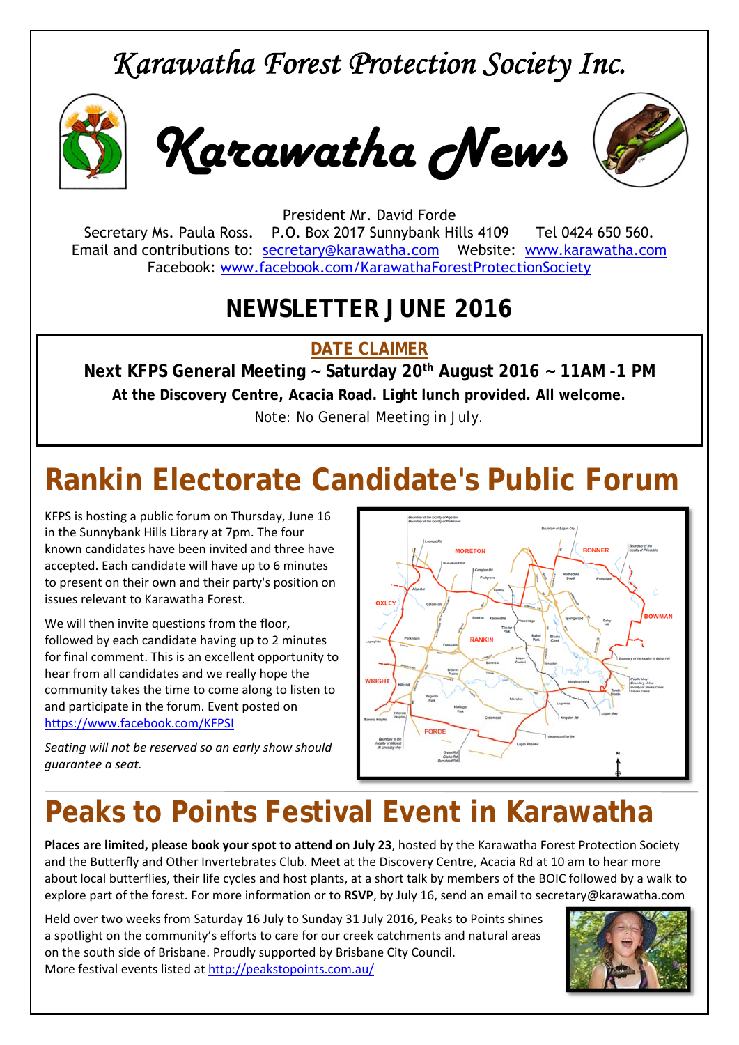# Karawatha Forest Protection Society Inc.

# Karawatha News

President Mr. David Forde
Secretary Ms. Paula Ross. P.O. Box 2017 Sunnybank Hills 4109 Tel 0424 650 560.
Email and contributions to: secretary@karawatha.com Website: www.karawatha.com
Facebook: www.facebook.com/KarawathaForestProtectionSociety

## NEWSLETTER JUNE 2016

**DATE CLAIMER**

**Next KFPS General Meeting ~ Saturday 20th August 2016 ~ 11AM -1 PM**

**At the Discovery Centre, Acacia Road. Light lunch provided. All welcome.**

Note: No General Meeting in July.

# Rankin Electorate Candidate's Public Forum

KFPS is hosting a public forum on Thursday, June 16 in the Sunnybank Hills Library at 7pm. The four known candidates have been invited and three have accepted. Each candidate will have up to 6 minutes to present on their own and their party's position on issues relevant to Karawatha Forest.

We will then invite questions from the floor, followed by each candidate having up to 2 minutes for final comment. This is an excellent opportunity to hear from all candidates and we really hope the community takes the time to come along to listen to and participate in the forum. Event posted on https://www.facebook.com/KFPSI

*Seating will not be reserved so an early show should guarantee a seat.*

# Peaks to Points Festival Event in Karawatha

**Places are limited, please book your spot to attend on July 23**, hosted by the Karawatha Forest Protection Society and the Butterfly and Other Invertebrates Club. Meet at the Discovery Centre, Acacia Rd at 10 am to hear more about local butterflies, their life cycles and host plants, at a short talk by members of the BOIC followed by a walk to explore part of the forest. For more information or to **RSVP**, by July 16, send an email to secretary@karawatha.com

Held over two weeks from Saturday 16 July to Sunday 31 July 2016, Peaks to Points shines a spotlight on the community's efforts to care for our creek catchments and natural areas on the south side of Brisbane. Proudly supported by Brisbane City Council.
More festival events listed at http://peakstopoints.com.au/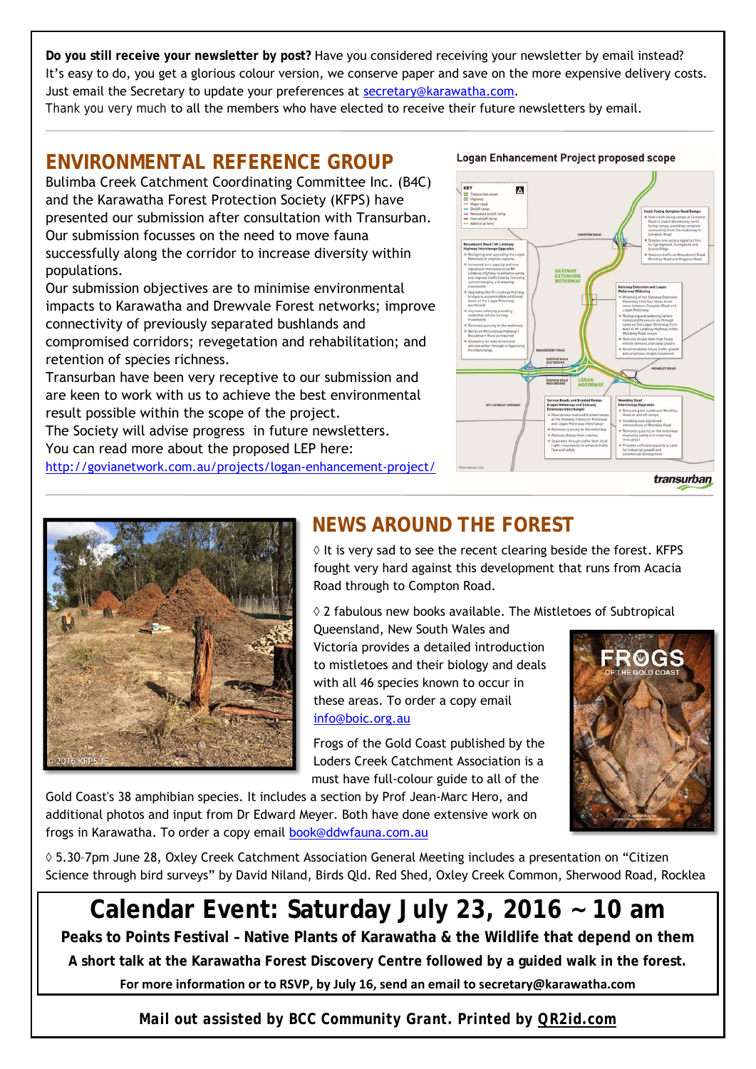**Do you still receive your newsletter by post?** Have you considered receiving your newsletter by email instead? It's easy to do, you get a glorious colour version, we conserve paper and save on the more expensive delivery costs. Just email the Secretary to update your preferences at secretary@karawatha.com.

Thank you very much to all the members who have elected to receive their future newsletters by email.

## ENVIRONMENTAL REFERENCE GROUP

Bulimba Creek Catchment Coordinating Committee Inc. (B4C) and the Karawatha Forest Protection Society (KFPS) have presented our submission after consultation with Transurban. Our submission focusses on the need to move fauna successfully along the corridor to increase diversity within populations.

Our submission objectives are to minimise environmental impacts to Karawatha and Drewvale Forest networks; improve connectivity of previously separated bushlands and compromised corridors; revegetation and rehabilitation; and retention of species richness.

Transurban have been very receptive to our submission and are keen to work with us to achieve the best environmental result possible within the scope of the project.

The Society will advise progress in future newsletters.

You can read more about the proposed LEP here:

http://govianetwork.com.au/projects/logan-enhancement-project/

Logan Enhancement Project proposed scope

transurban

## NEWS AROUND THE FOREST

◊ It is very sad to see the recent clearing beside the forest. KFPS fought very hard against this development that runs from Acacia Road through to Compton Road.

© 2016 KFPS JE

◊ 2 fabulous new books available. The Mistletoes of Subtropical Queensland, New South Wales and Victoria provides a detailed introduction to mistletoes and their biology and deals with all 46 species known to occur in these areas. To order a copy email info@boic.org.au

Frogs of the Gold Coast published by the Loders Creek Catchment Association is a must have full-colour guide to all of the Gold Coast's 38 amphibian species. It includes a section by Prof Jean-Marc Hero, and additional photos and input from Dr Edward Meyer. Both have done extensive work on frogs in Karawatha. To order a copy email book@ddwfauna.com.au

◊ 5.30–7pm June 28, Oxley Creek Catchment Association General Meeting includes a presentation on "Citizen Science through bird surveys" by David Niland, Birds Qld. Red Shed, Oxley Creek Common, Sherwood Road, Rocklea

# Calendar Event: Saturday July 23, 2016 ~ 10 am

**Peaks to Points Festival – Native Plants of Karawatha & the Wildlife that depend on them**

**A short talk at the Karawatha Forest Discovery Centre followed by a guided walk in the forest.**

**For more information or to RSVP, by July 16, send an email to secretary@karawatha.com**

***Mail out assisted by BCC Community Grant. Printed by QR2id.com***